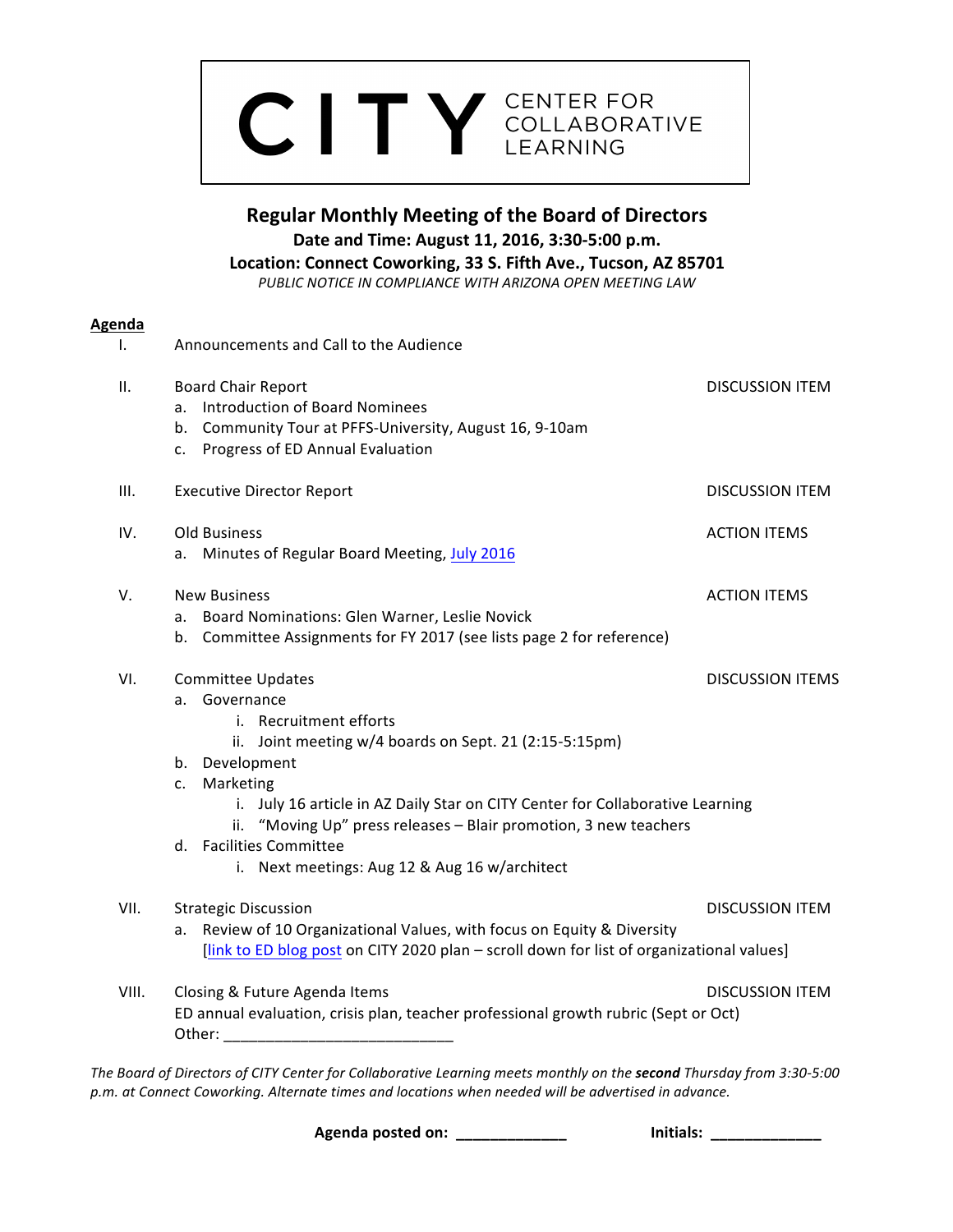# CITY CENTER FOR COLLABORATIVE LEARNING

## Regular Monthly Meeting of the Board of Directors

**Date and Time: August 11, 2016, 3:30-5:00 p.m.**

**Location: Connect Coworking, 33 S. Fifth Ave., Tucson, AZ 85701**

*PUBLIC NOTICE IN COMPLIANCE WITH ARIZONA OPEN MEETING LAW*

**Agenda**

I. Announcements and Call to the Audience

II. Board Chair Report — DISCUSSION ITEM
   a. Introduction of Board Nominees
   b. Community Tour at PFFS-University, August 16, 9-10am
   c. Progress of ED Annual Evaluation

III. Executive Director Report — DISCUSSION ITEM

IV. Old Business — ACTION ITEMS
   a. Minutes of Regular Board Meeting, July 2016

V. New Business — ACTION ITEMS
   a. Board Nominations: Glen Warner, Leslie Novick
   b. Committee Assignments for FY 2017 (see lists page 2 for reference)

VI. Committee Updates — DISCUSSION ITEMS
   a. Governance
      i. Recruitment efforts
      ii. Joint meeting w/4 boards on Sept. 21 (2:15-5:15pm)
   b. Development
   c. Marketing
      i. July 16 article in AZ Daily Star on CITY Center for Collaborative Learning
      ii. "Moving Up" press releases – Blair promotion, 3 new teachers
   d. Facilities Committee
      i. Next meetings: Aug 12 & Aug 16 w/architect

VII. Strategic Discussion — DISCUSSION ITEM
   a. Review of 10 Organizational Values, with focus on Equity & Diversity
      [link to ED blog post on CITY 2020 plan – scroll down for list of organizational values]

VIII. Closing & Future Agenda Items — DISCUSSION ITEM
   ED annual evaluation, crisis plan, teacher professional growth rubric (Sept or Oct)
   Other: ___________________________

*The Board of Directors of CITY Center for Collaborative Learning meets monthly on the* ***second*** *Thursday from 3:30-5:00 p.m. at Connect Coworking. Alternate times and locations when needed will be advertised in advance.*

**Agenda posted on:** _____________ **Initials:** _____________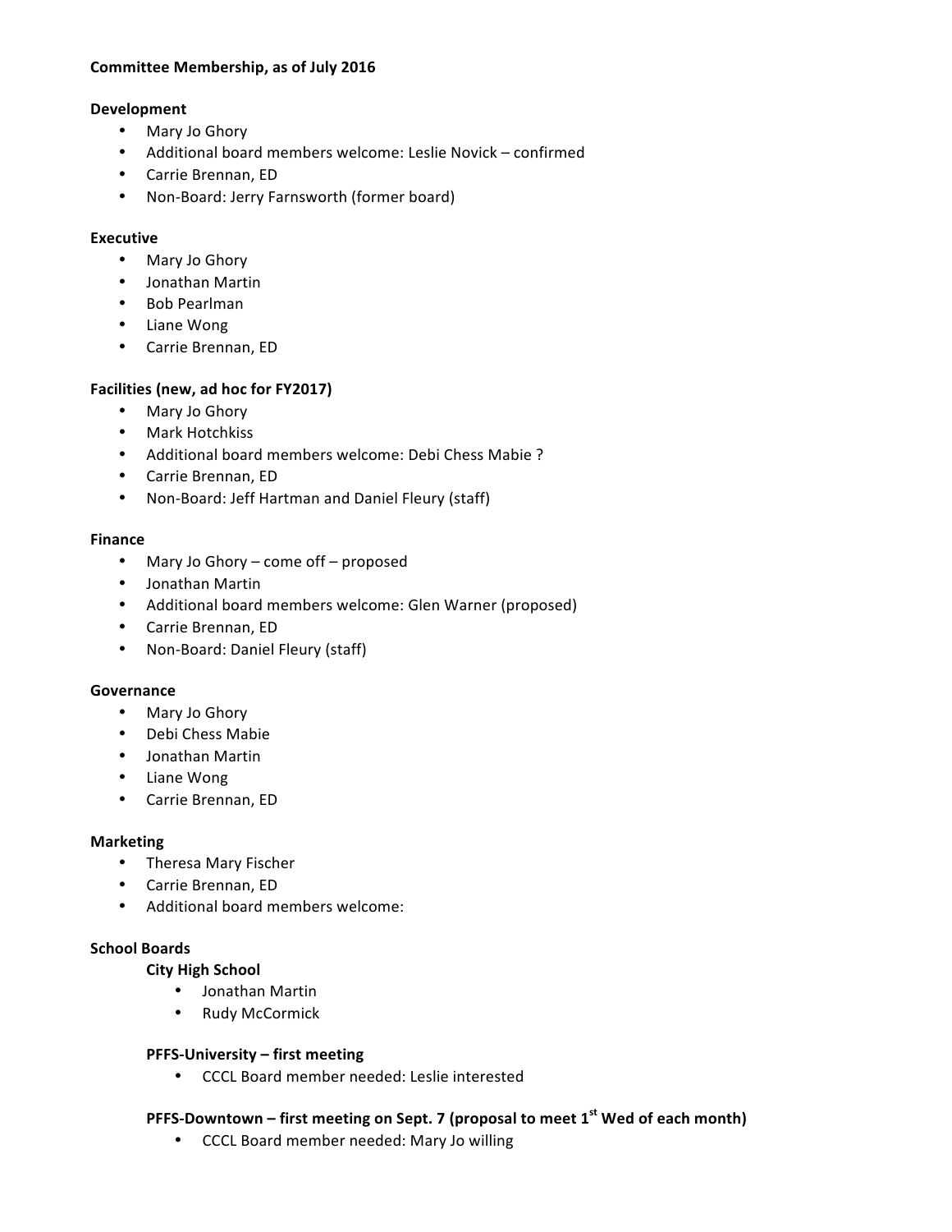**Committee Membership, as of July 2016**

**Development**

- Mary Jo Ghory
- Additional board members welcome: Leslie Novick – confirmed
- Carrie Brennan, ED
- Non-Board: Jerry Farnsworth (former board)

**Executive**

- Mary Jo Ghory
- Jonathan Martin
- Bob Pearlman
- Liane Wong
- Carrie Brennan, ED

**Facilities (new, ad hoc for FY2017)**

- Mary Jo Ghory
- Mark Hotchkiss
- Additional board members welcome: Debi Chess Mabie ?
- Carrie Brennan, ED
- Non-Board: Jeff Hartman and Daniel Fleury (staff)

**Finance**

- Mary Jo Ghory – come off – proposed
- Jonathan Martin
- Additional board members welcome: Glen Warner (proposed)
- Carrie Brennan, ED
- Non-Board: Daniel Fleury (staff)

**Governance**

- Mary Jo Ghory
- Debi Chess Mabie
- Jonathan Martin
- Liane Wong
- Carrie Brennan, ED

**Marketing**

- Theresa Mary Fischer
- Carrie Brennan, ED
- Additional board members welcome:

**School Boards**

**City High School**

- Jonathan Martin
- Rudy McCormick

**PFFS-University – first meeting**

- CCCL Board member needed: Leslie interested

**PFFS-Downtown – first meeting on Sept. 7 (proposal to meet 1st Wed of each month)**

- CCCL Board member needed: Mary Jo willing